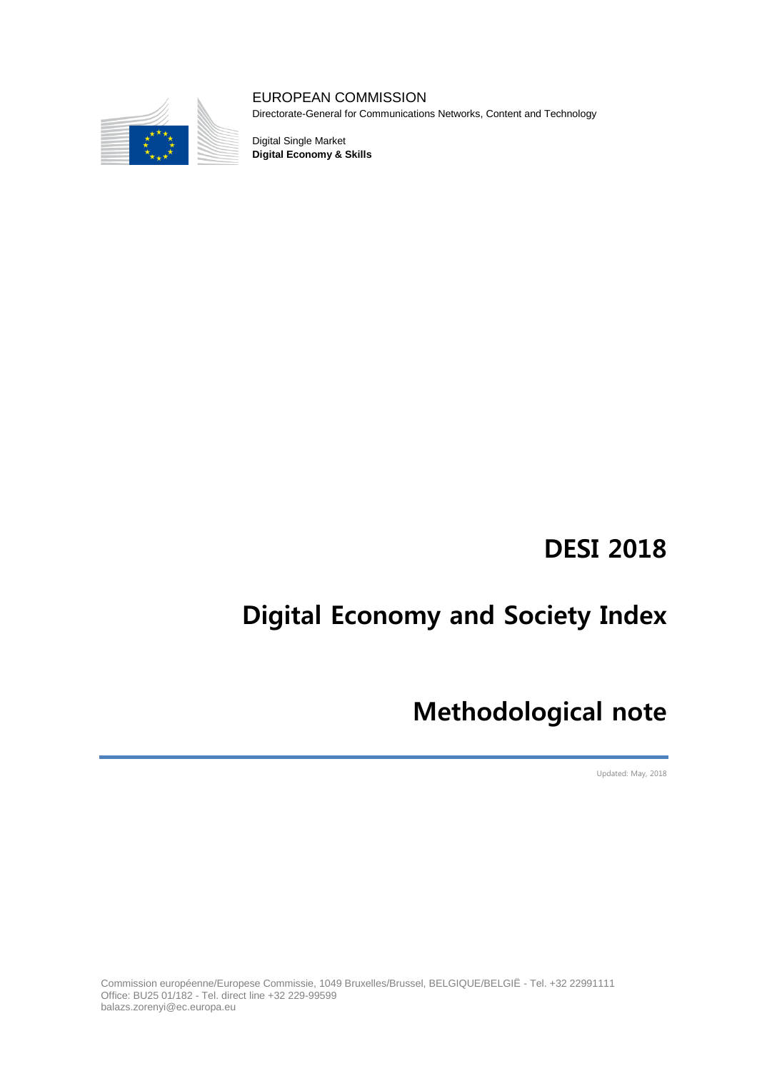EUROPEAN COMMISSION
Directorate-General for Communications Networks, Content and Technology

Digital Single Market
**Digital Economy & Skills**

# DESI 2018

# Digital Economy and Society Index

# Methodological note

Updated: May, 2018

Commission européenne/Europese Commissie, 1049 Bruxelles/Brussel, BELGIQUE/BELGIË - Tel. +32 22991111
Office: BU25 01/182 - Tel. direct line +32 229-99599
balazs.zorenyi@ec.europa.eu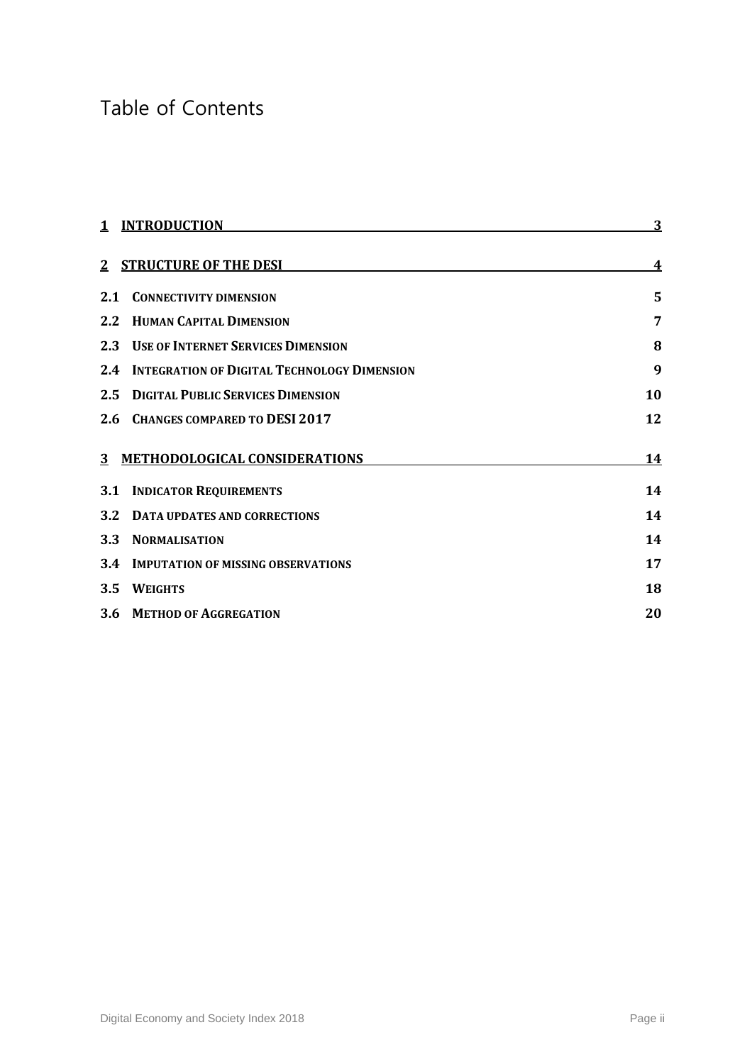# Table of Contents

| | | |
|---|---|---|
| **1** | **INTRODUCTION** | **3** |
| **2** | **STRUCTURE OF THE DESI** | **4** |
| **2.1** | **CONNECTIVITY DIMENSION** | **5** |
| **2.2** | **HUMAN CAPITAL DIMENSION** | **7** |
| **2.3** | **USE OF INTERNET SERVICES DIMENSION** | **8** |
| **2.4** | **INTEGRATION OF DIGITAL TECHNOLOGY DIMENSION** | **9** |
| **2.5** | **DIGITAL PUBLIC SERVICES DIMENSION** | **10** |
| **2.6** | **CHANGES COMPARED TO DESI 2017** | **12** |
| **3** | **METHODOLOGICAL CONSIDERATIONS** | **14** |
| **3.1** | **INDICATOR REQUIREMENTS** | **14** |
| **3.2** | **DATA UPDATES AND CORRECTIONS** | **14** |
| **3.3** | **NORMALISATION** | **14** |
| **3.4** | **IMPUTATION OF MISSING OBSERVATIONS** | **17** |
| **3.5** | **WEIGHTS** | **18** |
| **3.6** | **METHOD OF AGGREGATION** | **20** |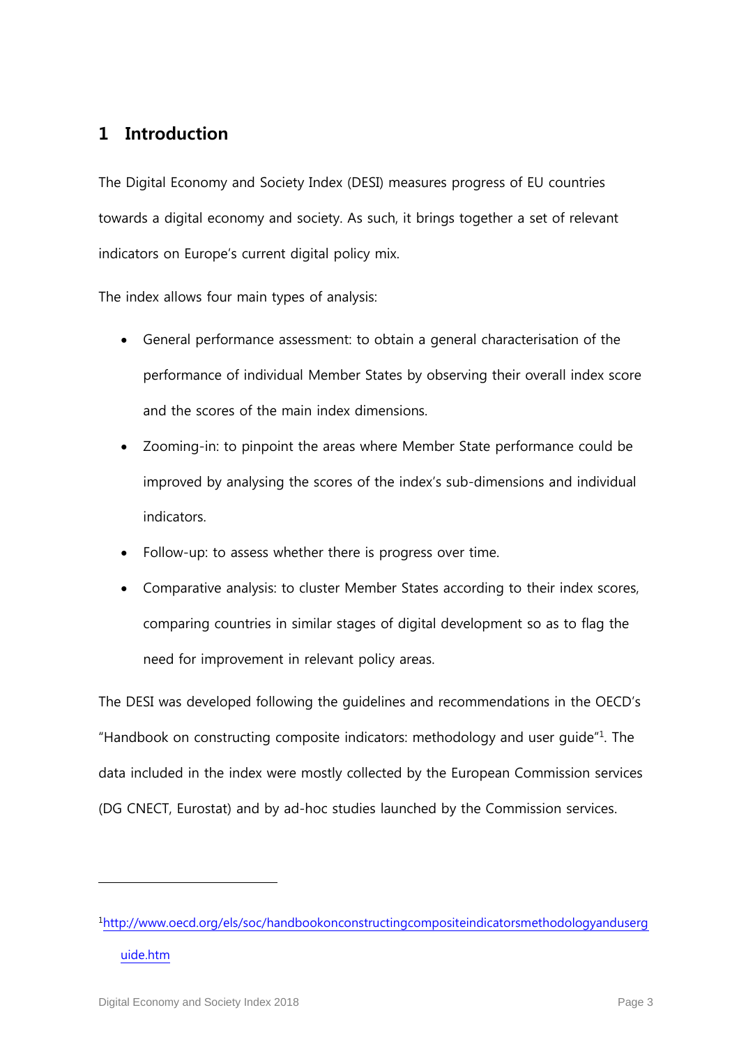# 1 Introduction

The Digital Economy and Society Index (DESI) measures progress of EU countries towards a digital economy and society. As such, it brings together a set of relevant indicators on Europe's current digital policy mix.

The index allows four main types of analysis:

- General performance assessment: to obtain a general characterisation of the performance of individual Member States by observing their overall index score and the scores of the main index dimensions.
- Zooming-in: to pinpoint the areas where Member State performance could be improved by analysing the scores of the index's sub-dimensions and individual indicators.
- Follow-up: to assess whether there is progress over time.
- Comparative analysis: to cluster Member States according to their index scores, comparing countries in similar stages of digital development so as to flag the need for improvement in relevant policy areas.

The DESI was developed following the guidelines and recommendations in the OECD's "Handbook on constructing composite indicators: methodology and user guide"[1]. The data included in the index were mostly collected by the European Commission services (DG CNECT, Eurostat) and by ad-hoc studies launched by the Commission services.

---

[1] http://www.oecd.org/els/soc/handbookonconstructingcompositeindicatorsmethodologyanduserguide.htm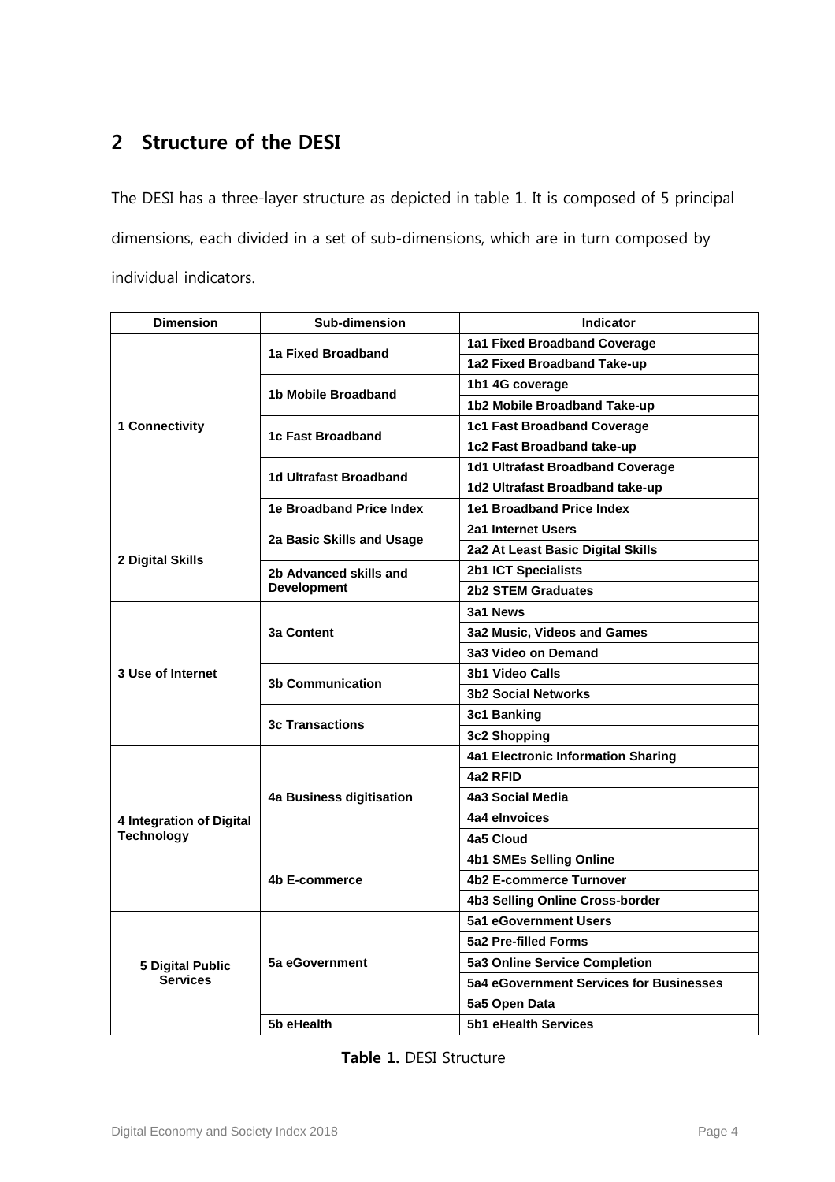## 2 Structure of the DESI

The DESI has a three-layer structure as depicted in table 1. It is composed of 5 principal dimensions, each divided in a set of sub-dimensions, which are in turn composed by individual indicators.

| Dimension | Sub-dimension | Indicator |
|---|---|---|
| 1 Connectivity | 1a Fixed Broadband | 1a1 Fixed Broadband Coverage |
| | | 1a2 Fixed Broadband Take-up |
| | 1b Mobile Broadband | 1b1 4G coverage |
| | | 1b2 Mobile Broadband Take-up |
| | 1c Fast Broadband | 1c1 Fast Broadband Coverage |
| | | 1c2 Fast Broadband take-up |
| | 1d Ultrafast Broadband | 1d1 Ultrafast Broadband Coverage |
| | | 1d2 Ultrafast Broadband take-up |
| | 1e Broadband Price Index | 1e1 Broadband Price Index |
| 2 Digital Skills | 2a Basic Skills and Usage | 2a1 Internet Users |
| | | 2a2 At Least Basic Digital Skills |
| | 2b Advanced skills and Development | 2b1 ICT Specialists |
| | | 2b2 STEM Graduates |
| 3 Use of Internet | 3a Content | 3a1 News |
| | | 3a2 Music, Videos and Games |
| | | 3a3 Video on Demand |
| | 3b Communication | 3b1 Video Calls |
| | | 3b2 Social Networks |
| | 3c Transactions | 3c1 Banking |
| | | 3c2 Shopping |
| 4 Integration of Digital Technology | 4a Business digitisation | 4a1 Electronic Information Sharing |
| | | 4a2 RFID |
| | | 4a3 Social Media |
| | | 4a4 eInvoices |
| | | 4a5 Cloud |
| | 4b E-commerce | 4b1 SMEs Selling Online |
| | | 4b2 E-commerce Turnover |
| | | 4b3 Selling Online Cross-border |
| 5 Digital Public Services | 5a eGovernment | 5a1 eGovernment Users |
| | | 5a2 Pre-filled Forms |
| | | 5a3 Online Service Completion |
| | | 5a4 eGovernment Services for Businesses |
| | | 5a5 Open Data |
| | 5b eHealth | 5b1 eHealth Services |

**Table 1.** DESI Structure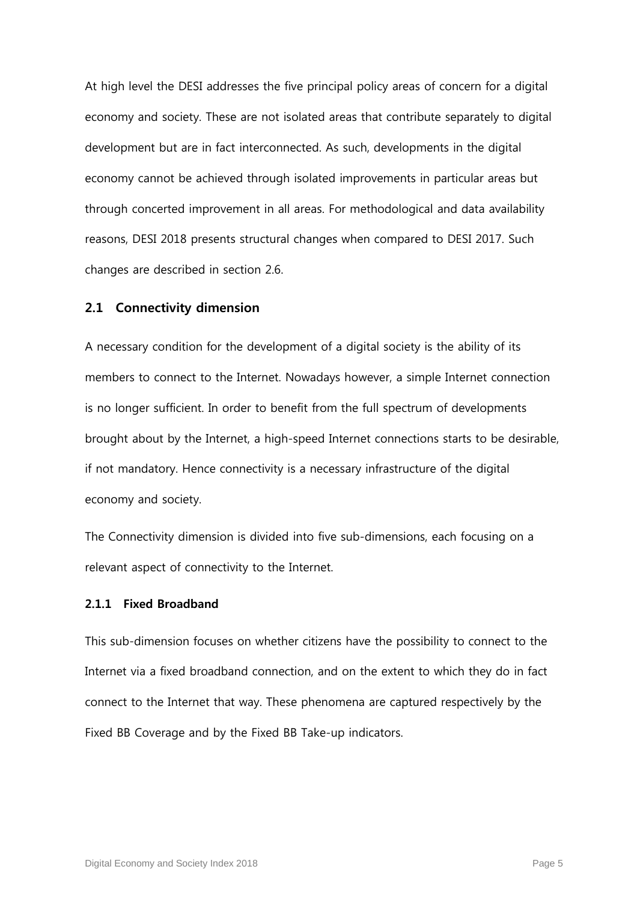At high level the DESI addresses the five principal policy areas of concern for a digital economy and society. These are not isolated areas that contribute separately to digital development but are in fact interconnected. As such, developments in the digital economy cannot be achieved through isolated improvements in particular areas but through concerted improvement in all areas. For methodological and data availability reasons, DESI 2018 presents structural changes when compared to DESI 2017. Such changes are described in section 2.6.

## 2.1 Connectivity dimension

A necessary condition for the development of a digital society is the ability of its members to connect to the Internet. Nowadays however, a simple Internet connection is no longer sufficient. In order to benefit from the full spectrum of developments brought about by the Internet, a high-speed Internet connections starts to be desirable, if not mandatory. Hence connectivity is a necessary infrastructure of the digital economy and society.

The Connectivity dimension is divided into five sub-dimensions, each focusing on a relevant aspect of connectivity to the Internet.

### 2.1.1 Fixed Broadband

This sub-dimension focuses on whether citizens have the possibility to connect to the Internet via a fixed broadband connection, and on the extent to which they do in fact connect to the Internet that way. These phenomena are captured respectively by the Fixed BB Coverage and by the Fixed BB Take-up indicators.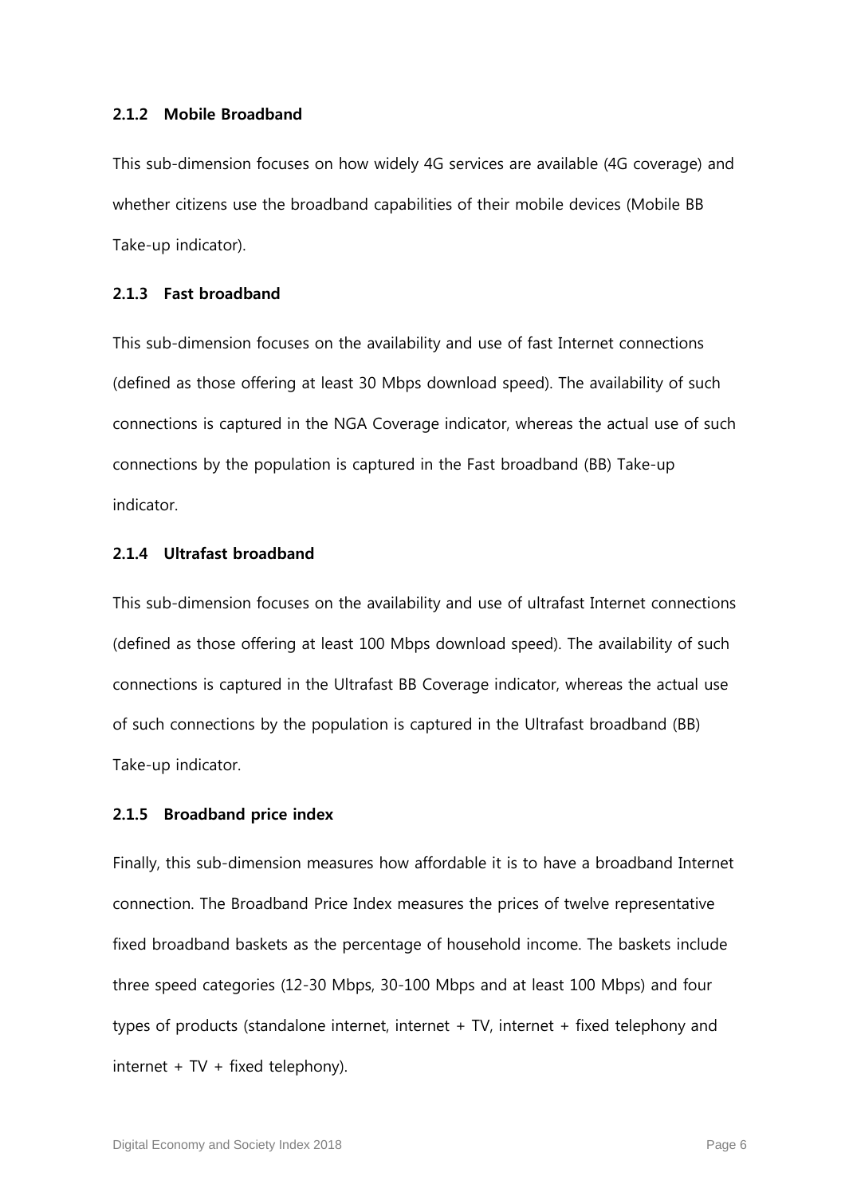### 2.1.2 Mobile Broadband

This sub-dimension focuses on how widely 4G services are available (4G coverage) and whether citizens use the broadband capabilities of their mobile devices (Mobile BB Take-up indicator).

### 2.1.3 Fast broadband

This sub-dimension focuses on the availability and use of fast Internet connections (defined as those offering at least 30 Mbps download speed). The availability of such connections is captured in the NGA Coverage indicator, whereas the actual use of such connections by the population is captured in the Fast broadband (BB) Take-up indicator.

### 2.1.4 Ultrafast broadband

This sub-dimension focuses on the availability and use of ultrafast Internet connections (defined as those offering at least 100 Mbps download speed). The availability of such connections is captured in the Ultrafast BB Coverage indicator, whereas the actual use of such connections by the population is captured in the Ultrafast broadband (BB) Take-up indicator.

### 2.1.5 Broadband price index

Finally, this sub-dimension measures how affordable it is to have a broadband Internet connection. The Broadband Price Index measures the prices of twelve representative fixed broadband baskets as the percentage of household income. The baskets include three speed categories (12-30 Mbps, 30-100 Mbps and at least 100 Mbps) and four types of products (standalone internet, internet + TV, internet + fixed telephony and internet + TV + fixed telephony).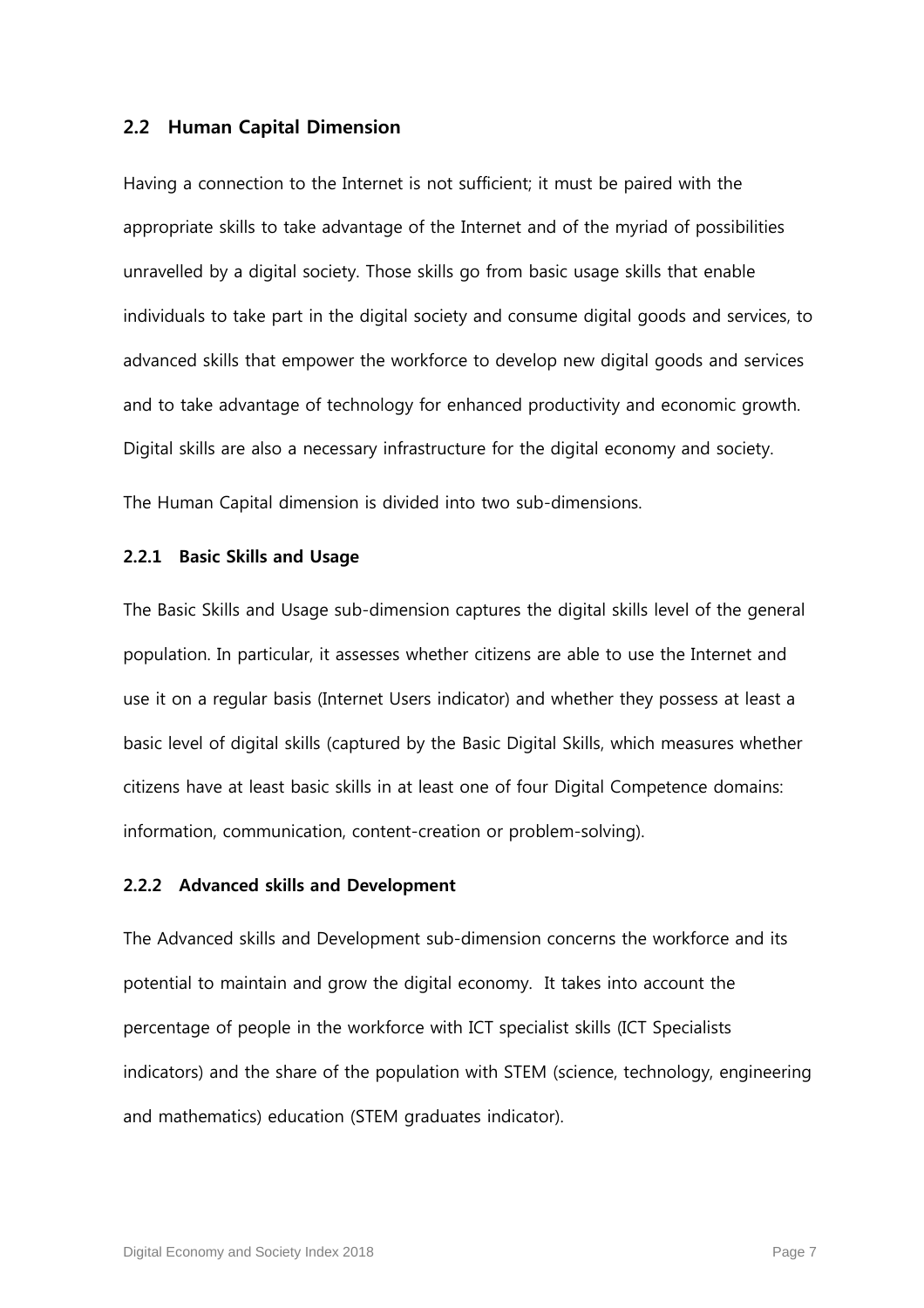## 2.2 Human Capital Dimension

Having a connection to the Internet is not sufficient; it must be paired with the appropriate skills to take advantage of the Internet and of the myriad of possibilities unravelled by a digital society. Those skills go from basic usage skills that enable individuals to take part in the digital society and consume digital goods and services, to advanced skills that empower the workforce to develop new digital goods and services and to take advantage of technology for enhanced productivity and economic growth. Digital skills are also a necessary infrastructure for the digital economy and society.

The Human Capital dimension is divided into two sub-dimensions.

### 2.2.1 Basic Skills and Usage

The Basic Skills and Usage sub-dimension captures the digital skills level of the general population. In particular, it assesses whether citizens are able to use the Internet and use it on a regular basis (Internet Users indicator) and whether they possess at least a basic level of digital skills (captured by the Basic Digital Skills, which measures whether citizens have at least basic skills in at least one of four Digital Competence domains: information, communication, content-creation or problem-solving).

### 2.2.2 Advanced skills and Development

The Advanced skills and Development sub-dimension concerns the workforce and its potential to maintain and grow the digital economy. It takes into account the percentage of people in the workforce with ICT specialist skills (ICT Specialists indicators) and the share of the population with STEM (science, technology, engineering and mathematics) education (STEM graduates indicator).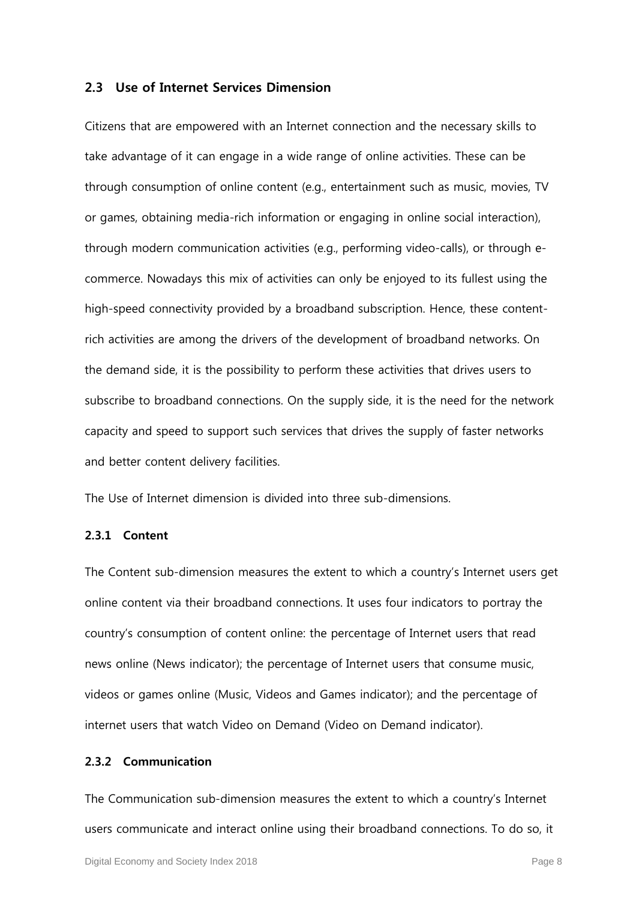## 2.3 Use of Internet Services Dimension

Citizens that are empowered with an Internet connection and the necessary skills to take advantage of it can engage in a wide range of online activities. These can be through consumption of online content (e.g., entertainment such as music, movies, TV or games, obtaining media-rich information or engaging in online social interaction), through modern communication activities (e.g., performing video-calls), or through e-commerce. Nowadays this mix of activities can only be enjoyed to its fullest using the high-speed connectivity provided by a broadband subscription. Hence, these content-rich activities are among the drivers of the development of broadband networks. On the demand side, it is the possibility to perform these activities that drives users to subscribe to broadband connections. On the supply side, it is the need for the network capacity and speed to support such services that drives the supply of faster networks and better content delivery facilities.

The Use of Internet dimension is divided into three sub-dimensions.

### 2.3.1 Content

The Content sub-dimension measures the extent to which a country's Internet users get online content via their broadband connections. It uses four indicators to portray the country's consumption of content online: the percentage of Internet users that read news online (News indicator); the percentage of Internet users that consume music, videos or games online (Music, Videos and Games indicator); and the percentage of internet users that watch Video on Demand (Video on Demand indicator).

### 2.3.2 Communication

The Communication sub-dimension measures the extent to which a country's Internet users communicate and interact online using their broadband connections. To do so, it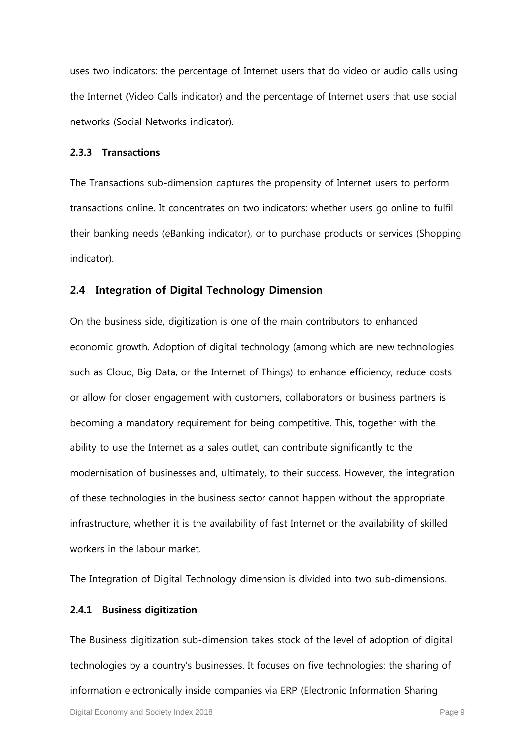uses two indicators: the percentage of Internet users that do video or audio calls using the Internet (Video Calls indicator) and the percentage of Internet users that use social networks (Social Networks indicator).

#### 2.3.3 Transactions

The Transactions sub-dimension captures the propensity of Internet users to perform transactions online. It concentrates on two indicators: whether users go online to fulfil their banking needs (eBanking indicator), or to purchase products or services (Shopping indicator).

### 2.4 Integration of Digital Technology Dimension

On the business side, digitization is one of the main contributors to enhanced economic growth. Adoption of digital technology (among which are new technologies such as Cloud, Big Data, or the Internet of Things) to enhance efficiency, reduce costs or allow for closer engagement with customers, collaborators or business partners is becoming a mandatory requirement for being competitive. This, together with the ability to use the Internet as a sales outlet, can contribute significantly to the modernisation of businesses and, ultimately, to their success. However, the integration of these technologies in the business sector cannot happen without the appropriate infrastructure, whether it is the availability of fast Internet or the availability of skilled workers in the labour market.

The Integration of Digital Technology dimension is divided into two sub-dimensions.

#### 2.4.1 Business digitization

The Business digitization sub-dimension takes stock of the level of adoption of digital technologies by a country's businesses. It focuses on five technologies: the sharing of information electronically inside companies via ERP (Electronic Information Sharing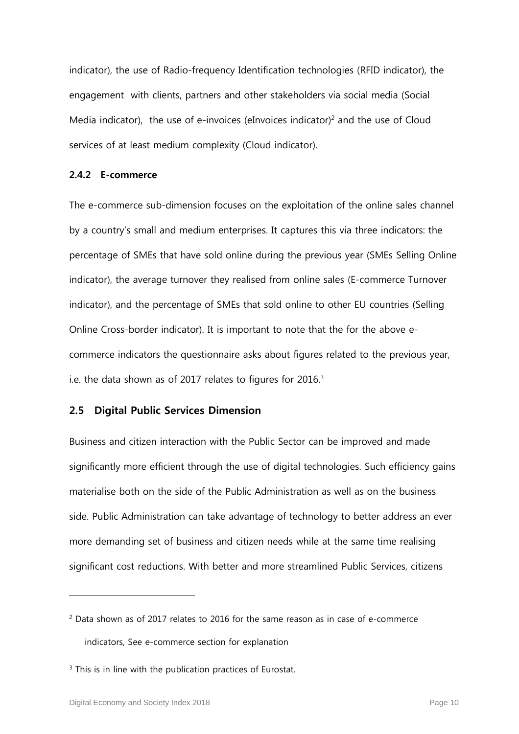indicator), the use of Radio-frequency Identification technologies (RFID indicator), the engagement with clients, partners and other stakeholders via social media (Social Media indicator), the use of e-invoices (eInvoices indicator)[2] and the use of Cloud services of at least medium complexity (Cloud indicator).

#### 2.4.2 E-commerce

The e-commerce sub-dimension focuses on the exploitation of the online sales channel by a country's small and medium enterprises. It captures this via three indicators: the percentage of SMEs that have sold online during the previous year (SMEs Selling Online indicator), the average turnover they realised from online sales (E-commerce Turnover indicator), and the percentage of SMEs that sold online to other EU countries (Selling Online Cross-border indicator). It is important to note that the for the above e-commerce indicators the questionnaire asks about figures related to the previous year, i.e. the data shown as of 2017 relates to figures for 2016.[3]

### 2.5 Digital Public Services Dimension

Business and citizen interaction with the Public Sector can be improved and made significantly more efficient through the use of digital technologies. Such efficiency gains materialise both on the side of the Public Administration as well as on the business side. Public Administration can take advantage of technology to better address an ever more demanding set of business and citizen needs while at the same time realising significant cost reductions. With better and more streamlined Public Services, citizens

---

[2] Data shown as of 2017 relates to 2016 for the same reason as in case of e-commerce indicators, See e-commerce section for explanation

[3] This is in line with the publication practices of Eurostat.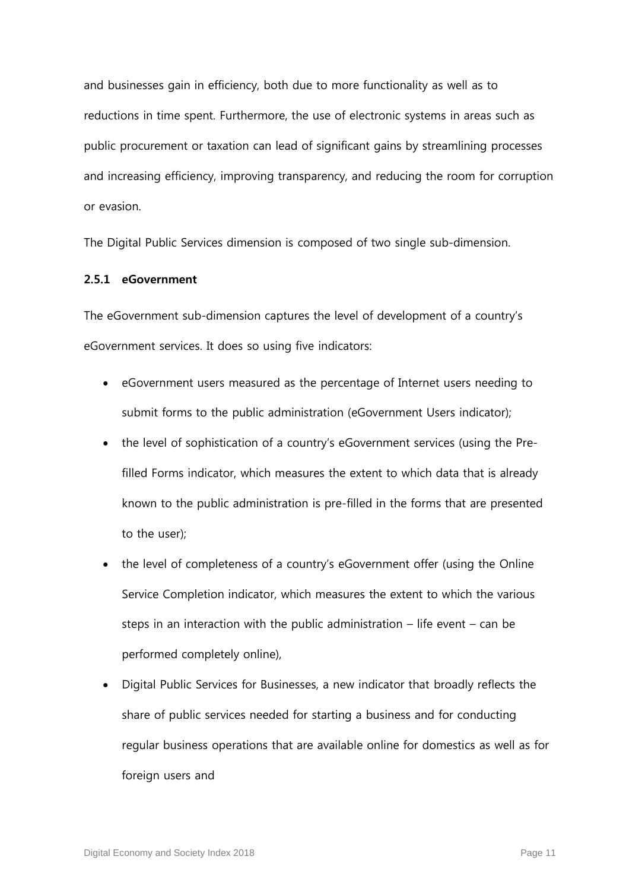and businesses gain in efficiency, both due to more functionality as well as to reductions in time spent. Furthermore, the use of electronic systems in areas such as public procurement or taxation can lead of significant gains by streamlining processes and increasing efficiency, improving transparency, and reducing the room for corruption or evasion.

The Digital Public Services dimension is composed of two single sub-dimension.

### 2.5.1 eGovernment

The eGovernment sub-dimension captures the level of development of a country's eGovernment services. It does so using five indicators:

- eGovernment users measured as the percentage of Internet users needing to submit forms to the public administration (eGovernment Users indicator);
- the level of sophistication of a country's eGovernment services (using the Pre-filled Forms indicator, which measures the extent to which data that is already known to the public administration is pre-filled in the forms that are presented to the user);
- the level of completeness of a country's eGovernment offer (using the Online Service Completion indicator, which measures the extent to which the various steps in an interaction with the public administration – life event – can be performed completely online),
- Digital Public Services for Businesses, a new indicator that broadly reflects the share of public services needed for starting a business and for conducting regular business operations that are available online for domestics as well as for foreign users and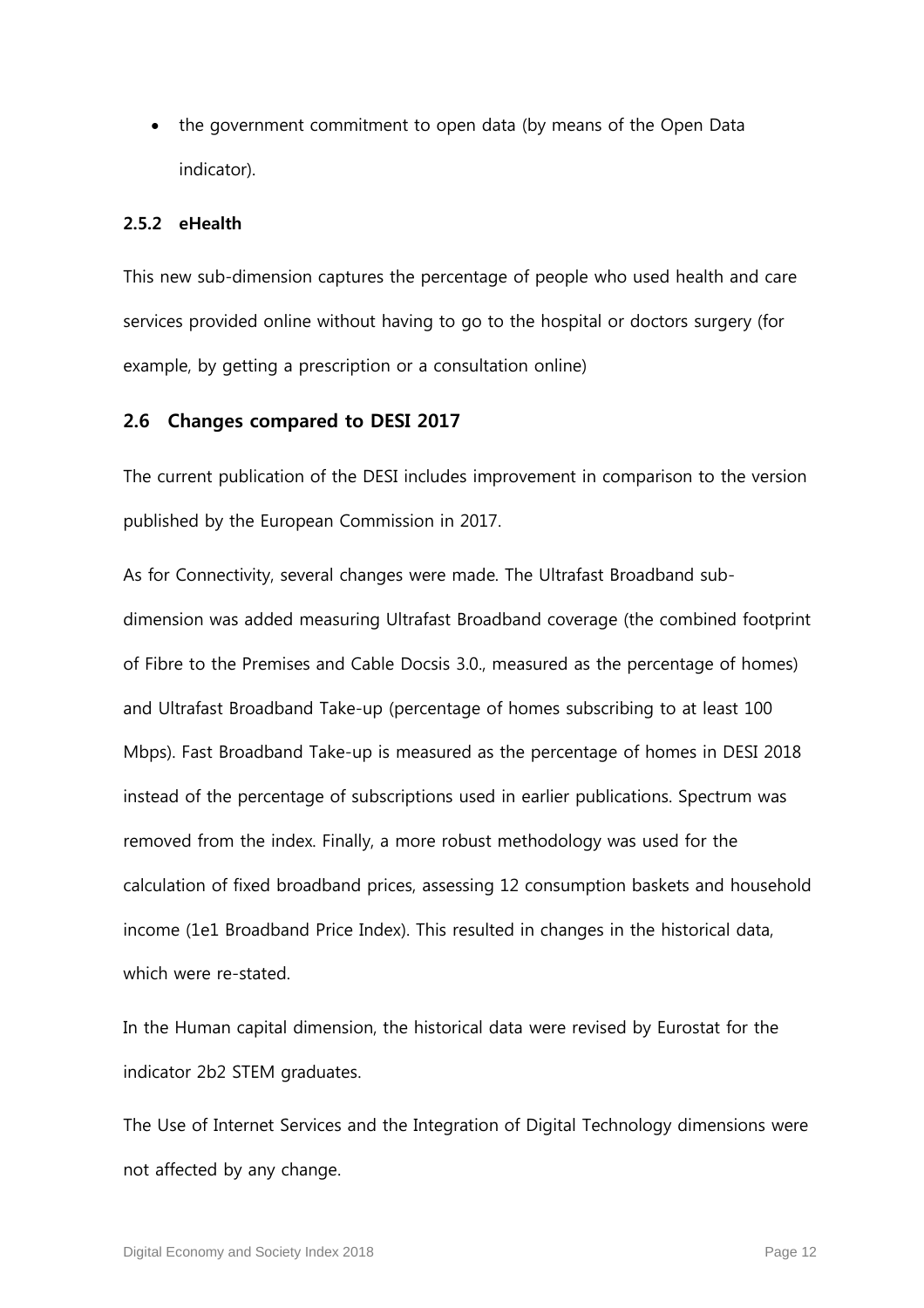- the government commitment to open data (by means of the Open Data indicator).

#### 2.5.2 eHealth

This new sub-dimension captures the percentage of people who used health and care services provided online without having to go to the hospital or doctors surgery (for example, by getting a prescription or a consultation online)

### 2.6 Changes compared to DESI 2017

The current publication of the DESI includes improvement in comparison to the version published by the European Commission in 2017.

As for Connectivity, several changes were made. The Ultrafast Broadband sub-dimension was added measuring Ultrafast Broadband coverage (the combined footprint of Fibre to the Premises and Cable Docsis 3.0., measured as the percentage of homes) and Ultrafast Broadband Take-up (percentage of homes subscribing to at least 100 Mbps). Fast Broadband Take-up is measured as the percentage of homes in DESI 2018 instead of the percentage of subscriptions used in earlier publications. Spectrum was removed from the index. Finally, a more robust methodology was used for the calculation of fixed broadband prices, assessing 12 consumption baskets and household income (1e1 Broadband Price Index). This resulted in changes in the historical data, which were re-stated.

In the Human capital dimension, the historical data were revised by Eurostat for the indicator 2b2 STEM graduates.

The Use of Internet Services and the Integration of Digital Technology dimensions were not affected by any change.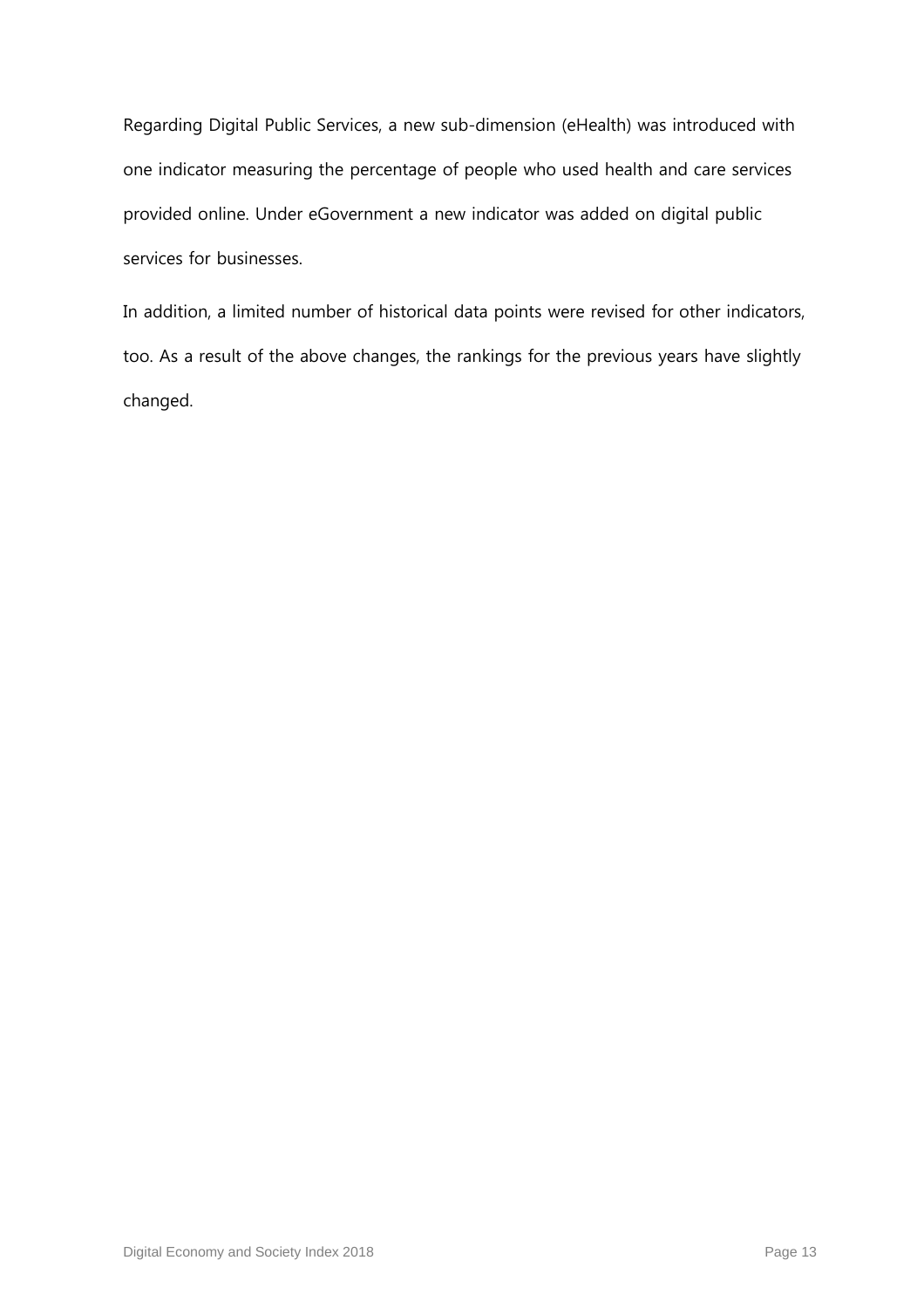Regarding Digital Public Services, a new sub-dimension (eHealth) was introduced with one indicator measuring the percentage of people who used health and care services provided online. Under eGovernment a new indicator was added on digital public services for businesses.

In addition, a limited number of historical data points were revised for other indicators, too. As a result of the above changes, the rankings for the previous years have slightly changed.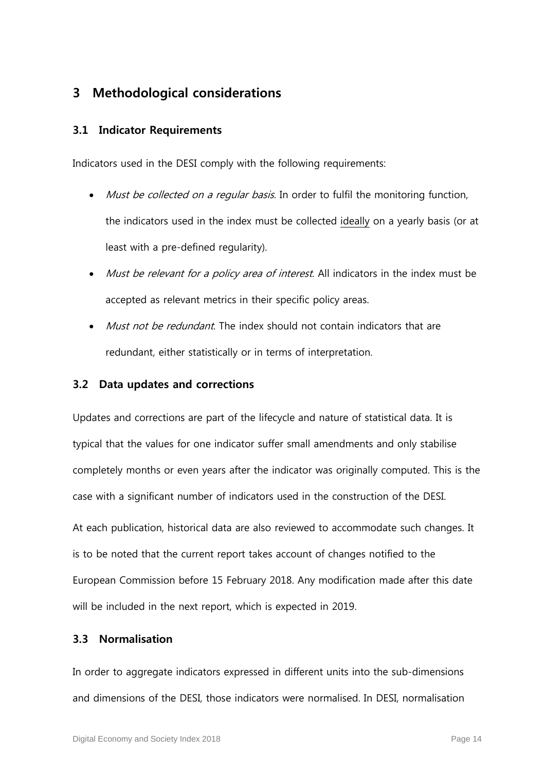# 3 Methodological considerations

## 3.1 Indicator Requirements

Indicators used in the DESI comply with the following requirements:

- *Must be collected on a regular basis*. In order to fulfil the monitoring function, the indicators used in the index must be collected <u>ideally</u> on a yearly basis (or at least with a pre-defined regularity).
- *Must be relevant for a policy area of interest*. All indicators in the index must be accepted as relevant metrics in their specific policy areas.
- *Must not be redundant*. The index should not contain indicators that are redundant, either statistically or in terms of interpretation.

## 3.2 Data updates and corrections

Updates and corrections are part of the lifecycle and nature of statistical data. It is typical that the values for one indicator suffer small amendments and only stabilise completely months or even years after the indicator was originally computed. This is the case with a significant number of indicators used in the construction of the DESI.

At each publication, historical data are also reviewed to accommodate such changes. It is to be noted that the current report takes account of changes notified to the European Commission before 15 February 2018. Any modification made after this date will be included in the next report, which is expected in 2019.

## 3.3 Normalisation

In order to aggregate indicators expressed in different units into the sub-dimensions and dimensions of the DESI, those indicators were normalised. In DESI, normalisation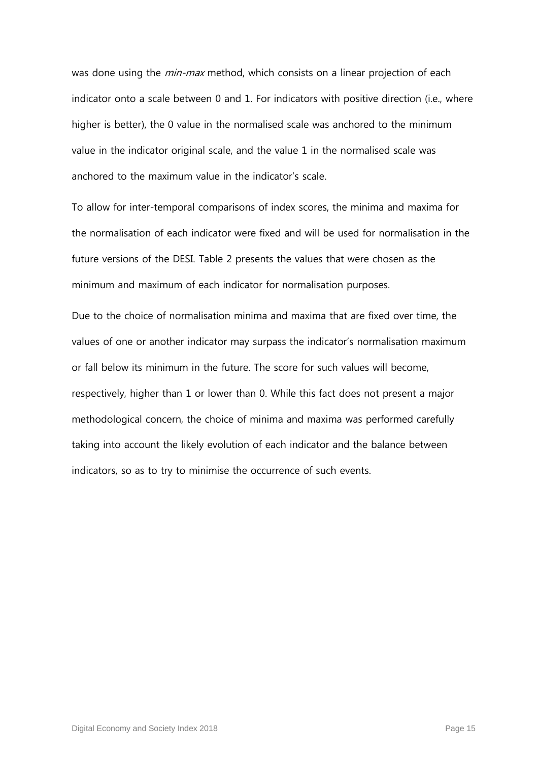was done using the *min-max* method, which consists on a linear projection of each indicator onto a scale between 0 and 1. For indicators with positive direction (i.e., where higher is better), the 0 value in the normalised scale was anchored to the minimum value in the indicator original scale, and the value 1 in the normalised scale was anchored to the maximum value in the indicator's scale.

To allow for inter-temporal comparisons of index scores, the minima and maxima for the normalisation of each indicator were fixed and will be used for normalisation in the future versions of the DESI. Table 2 presents the values that were chosen as the minimum and maximum of each indicator for normalisation purposes.

Due to the choice of normalisation minima and maxima that are fixed over time, the values of one or another indicator may surpass the indicator's normalisation maximum or fall below its minimum in the future. The score for such values will become, respectively, higher than 1 or lower than 0. While this fact does not present a major methodological concern, the choice of minima and maxima was performed carefully taking into account the likely evolution of each indicator and the balance between indicators, so as to try to minimise the occurrence of such events.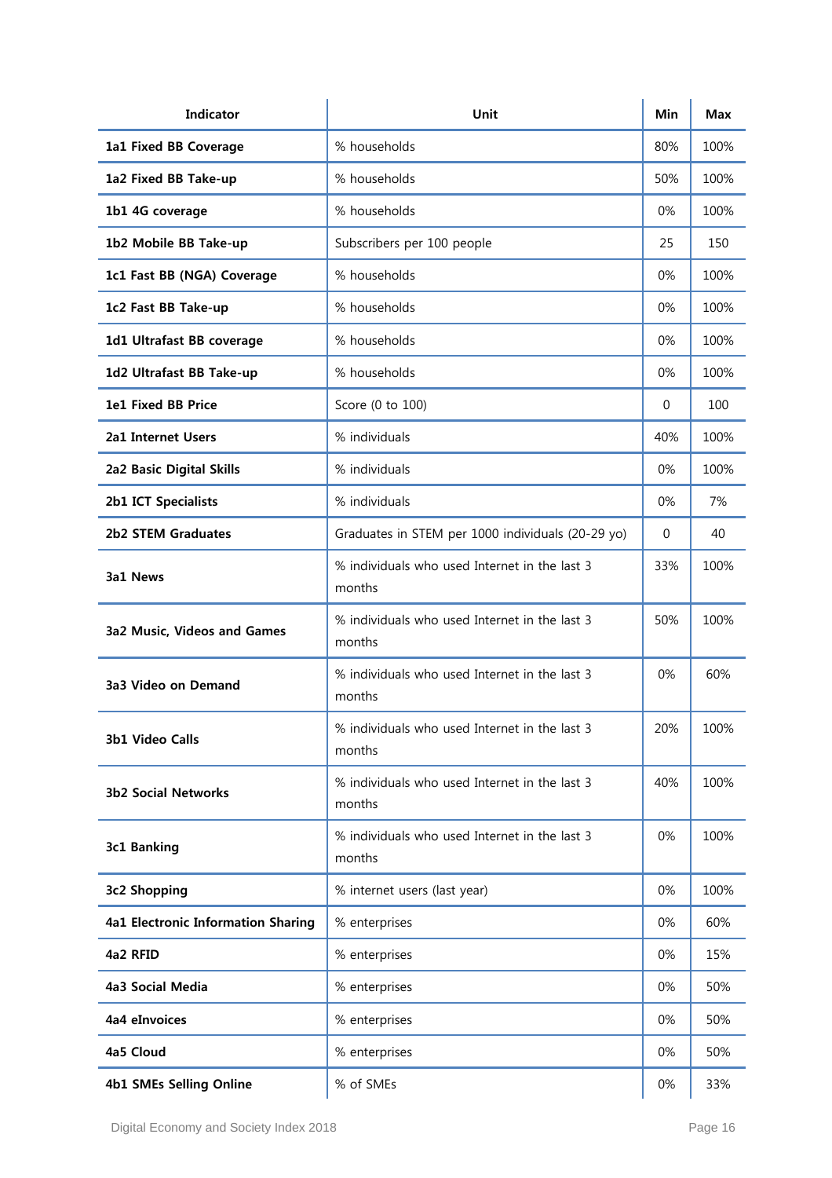| Indicator | Unit | Min | Max |
|---|---|---|---|
| **1a1 Fixed BB Coverage** | % households | 80% | 100% |
| **1a2 Fixed BB Take-up** | % households | 50% | 100% |
| **1b1 4G coverage** | % households | 0% | 100% |
| **1b2 Mobile BB Take-up** | Subscribers per 100 people | 25 | 150 |
| **1c1 Fast BB (NGA) Coverage** | % households | 0% | 100% |
| **1c2 Fast BB Take-up** | % households | 0% | 100% |
| **1d1 Ultrafast BB coverage** | % households | 0% | 100% |
| **1d2 Ultrafast BB Take-up** | % households | 0% | 100% |
| **1e1 Fixed BB Price** | Score (0 to 100) | 0 | 100 |
| **2a1 Internet Users** | % individuals | 40% | 100% |
| **2a2 Basic Digital Skills** | % individuals | 0% | 100% |
| **2b1 ICT Specialists** | % individuals | 0% | 7% |
| **2b2 STEM Graduates** | Graduates in STEM per 1000 individuals (20-29 yo) | 0 | 40 |
| **3a1 News** | % individuals who used Internet in the last 3 months | 33% | 100% |
| **3a2 Music, Videos and Games** | % individuals who used Internet in the last 3 months | 50% | 100% |
| **3a3 Video on Demand** | % individuals who used Internet in the last 3 months | 0% | 60% |
| **3b1 Video Calls** | % individuals who used Internet in the last 3 months | 20% | 100% |
| **3b2 Social Networks** | % individuals who used Internet in the last 3 months | 40% | 100% |
| **3c1 Banking** | % individuals who used Internet in the last 3 months | 0% | 100% |
| **3c2 Shopping** | % internet users (last year) | 0% | 100% |
| **4a1 Electronic Information Sharing** | % enterprises | 0% | 60% |
| **4a2 RFID** | % enterprises | 0% | 15% |
| **4a3 Social Media** | % enterprises | 0% | 50% |
| **4a4 eInvoices** | % enterprises | 0% | 50% |
| **4a5 Cloud** | % enterprises | 0% | 50% |
| **4b1 SMEs Selling Online** | % of SMEs | 0% | 33% |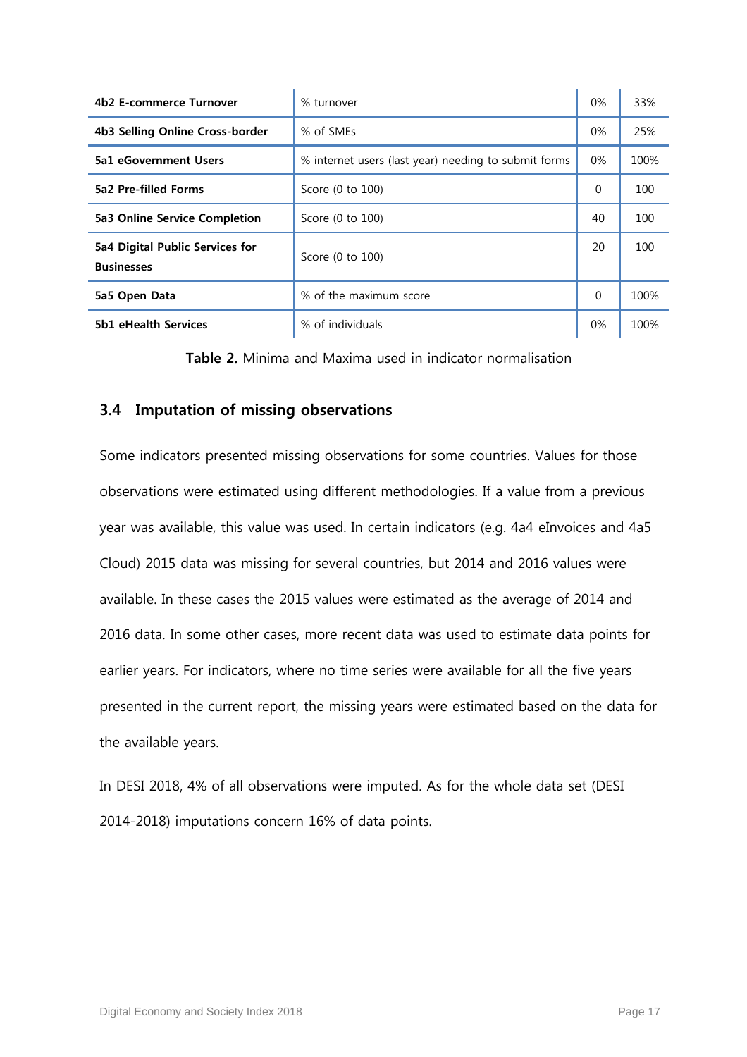| | | | |
|---|---|---|---|
| **4b2 E-commerce Turnover** | % turnover | 0% | 33% |
| **4b3 Selling Online Cross-border** | % of SMEs | 0% | 25% |
| **5a1 eGovernment Users** | % internet users (last year) needing to submit forms | 0% | 100% |
| **5a2 Pre-filled Forms** | Score (0 to 100) | 0 | 100 |
| **5a3 Online Service Completion** | Score (0 to 100) | 40 | 100 |
| **5a4 Digital Public Services for Businesses** | Score (0 to 100) | 20 | 100 |
| **5a5 Open Data** | % of the maximum score | 0 | 100% |
| **5b1 eHealth Services** | % of individuals | 0% | 100% |

**Table 2.** Minima and Maxima used in indicator normalisation

### 3.4 Imputation of missing observations

Some indicators presented missing observations for some countries. Values for those observations were estimated using different methodologies. If a value from a previous year was available, this value was used. In certain indicators (e.g. 4a4 eInvoices and 4a5 Cloud) 2015 data was missing for several countries, but 2014 and 2016 values were available. In these cases the 2015 values were estimated as the average of 2014 and 2016 data. In some other cases, more recent data was used to estimate data points for earlier years. For indicators, where no time series were available for all the five years presented in the current report, the missing years were estimated based on the data for the available years.

In DESI 2018, 4% of all observations were imputed. As for the whole data set (DESI 2014-2018) imputations concern 16% of data points.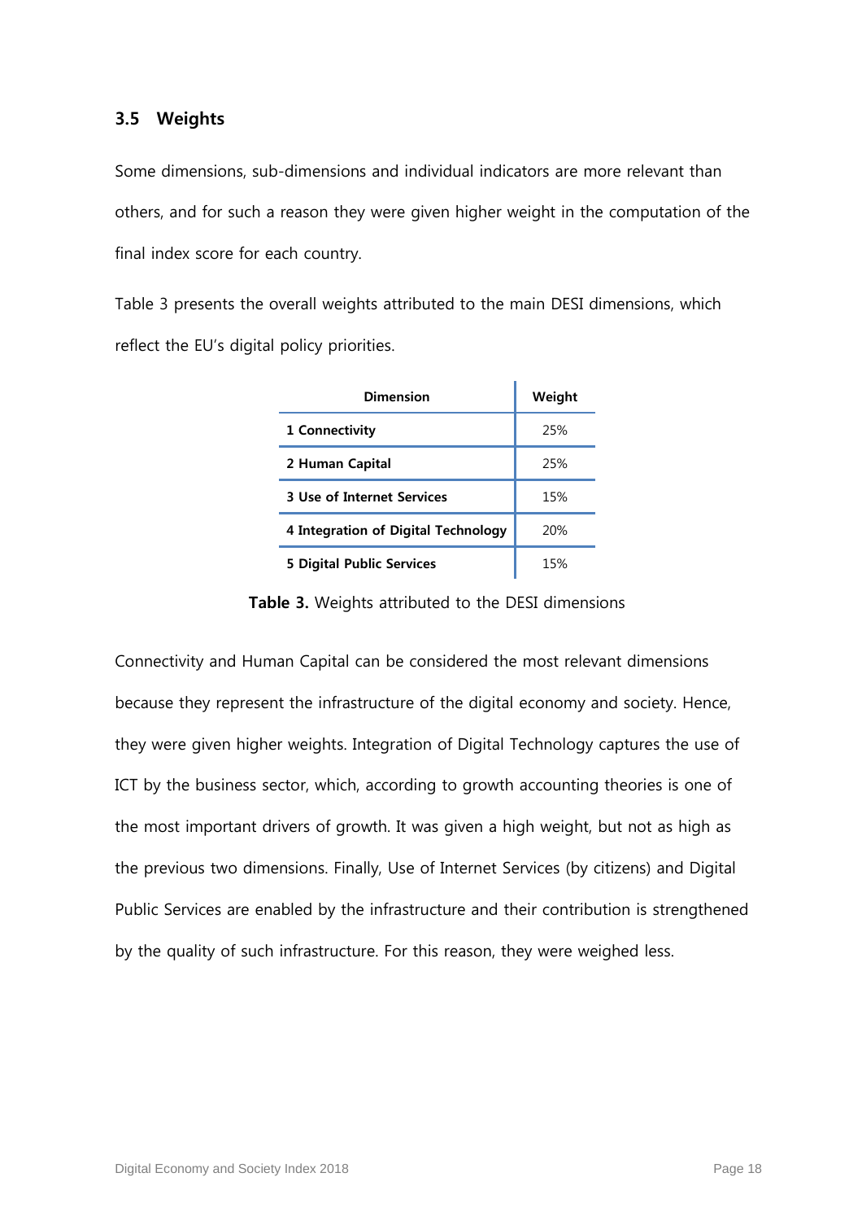### 3.5 Weights

Some dimensions, sub-dimensions and individual indicators are more relevant than others, and for such a reason they were given higher weight in the computation of the final index score for each country.

Table 3 presents the overall weights attributed to the main DESI dimensions, which reflect the EU's digital policy priorities.

| Dimension | Weight |
|---|---|
| **1 Connectivity** | 25% |
| **2 Human Capital** | 25% |
| **3 Use of Internet Services** | 15% |
| **4 Integration of Digital Technology** | 20% |
| **5 Digital Public Services** | 15% |

**Table 3.** Weights attributed to the DESI dimensions

Connectivity and Human Capital can be considered the most relevant dimensions because they represent the infrastructure of the digital economy and society. Hence, they were given higher weights. Integration of Digital Technology captures the use of ICT by the business sector, which, according to growth accounting theories is one of the most important drivers of growth. It was given a high weight, but not as high as the previous two dimensions. Finally, Use of Internet Services (by citizens) and Digital Public Services are enabled by the infrastructure and their contribution is strengthened by the quality of such infrastructure. For this reason, they were weighed less.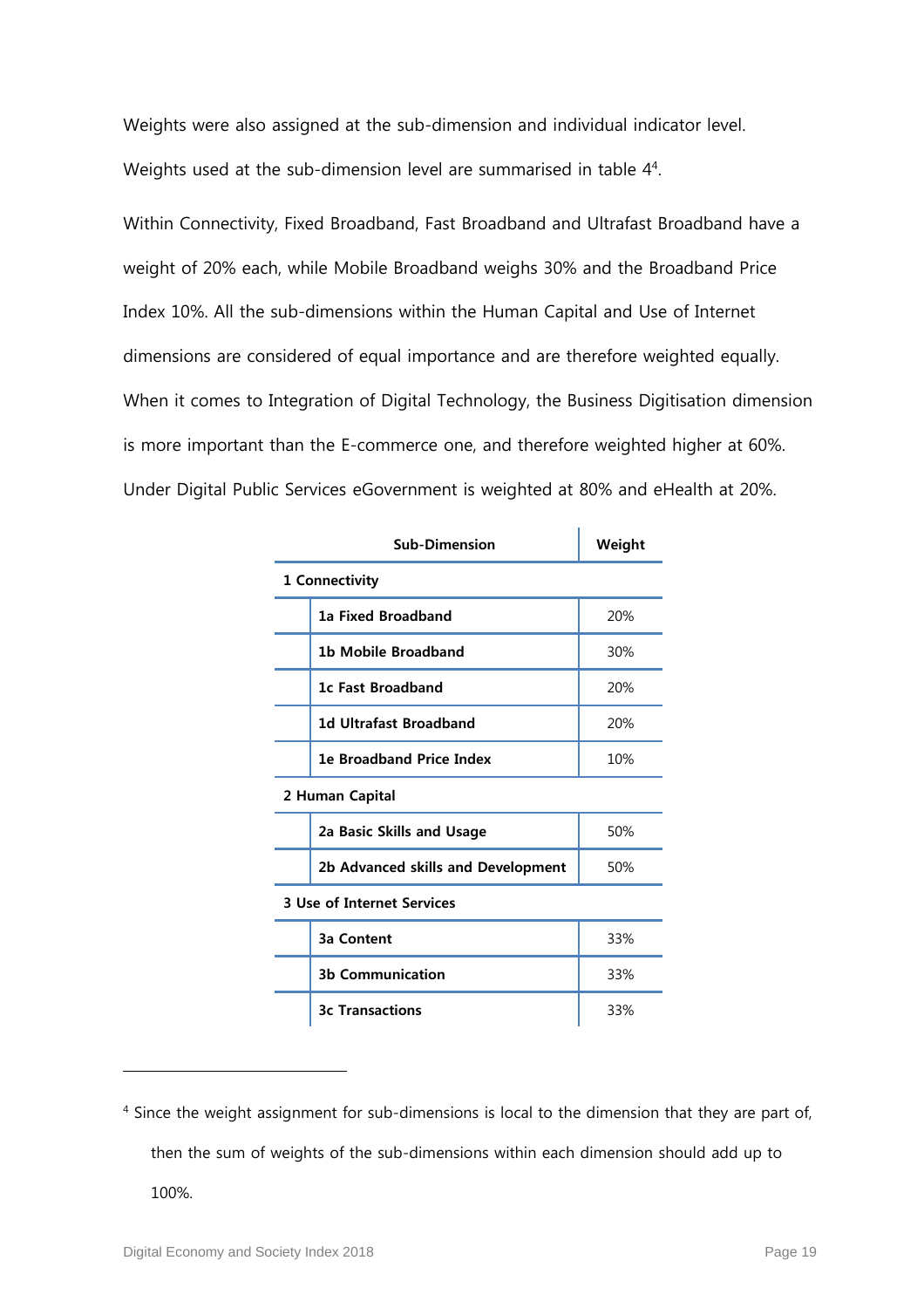Weights were also assigned at the sub-dimension and individual indicator level. Weights used at the sub-dimension level are summarised in table 4[4].

Within Connectivity, Fixed Broadband, Fast Broadband and Ultrafast Broadband have a weight of 20% each, while Mobile Broadband weighs 30% and the Broadband Price Index 10%. All the sub-dimensions within the Human Capital and Use of Internet dimensions are considered of equal importance and are therefore weighted equally. When it comes to Integration of Digital Technology, the Business Digitisation dimension is more important than the E-commerce one, and therefore weighted higher at 60%. Under Digital Public Services eGovernment is weighted at 80% and eHealth at 20%.

| Sub-Dimension | | Weight |
|---|---|---|
| **1 Connectivity** | | |
| | **1a Fixed Broadband** | 20% |
| | **1b Mobile Broadband** | 30% |
| | **1c Fast Broadband** | 20% |
| | **1d Ultrafast Broadband** | 20% |
| | **1e Broadband Price Index** | 10% |
| **2 Human Capital** | | |
| | **2a Basic Skills and Usage** | 50% |
| | **2b Advanced skills and Development** | 50% |
| **3 Use of Internet Services** | | |
| | **3a Content** | 33% |
| | **3b Communication** | 33% |
| | **3c Transactions** | 33% |

[4] Since the weight assignment for sub-dimensions is local to the dimension that they are part of, then the sum of weights of the sub-dimensions within each dimension should add up to 100%.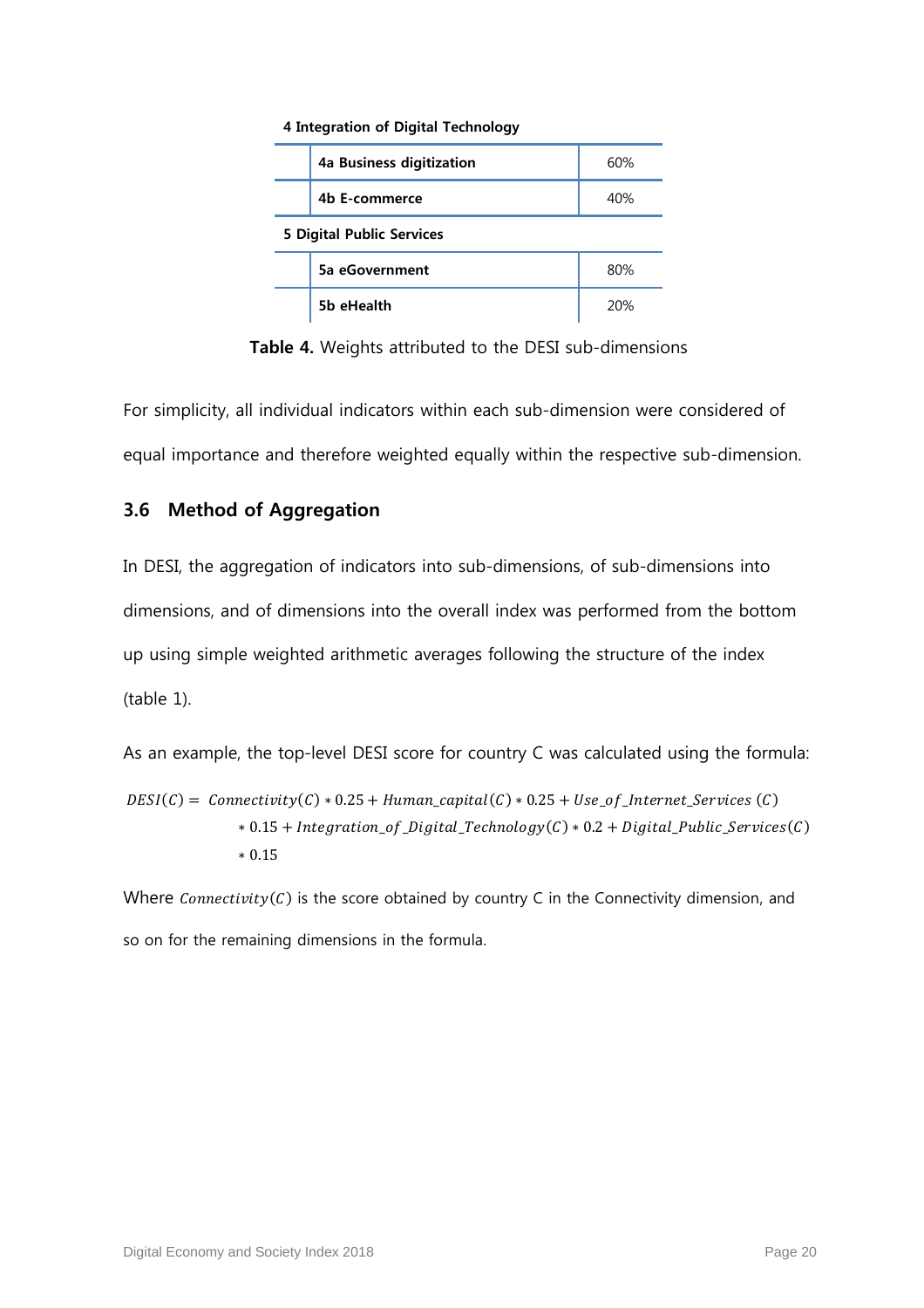| | | |
|---|---|---|
| **4 Integration of Digital Technology** | | |
| | **4a Business digitization** | 60% |
| | **4b E-commerce** | 40% |
| **5 Digital Public Services** | | |
| | **5a eGovernment** | 80% |
| | **5b eHealth** | 20% |

**Table 4.** Weights attributed to the DESI sub-dimensions

For simplicity, all individual indicators within each sub-dimension were considered of equal importance and therefore weighted equally within the respective sub-dimension.

### 3.6 Method of Aggregation

In DESI, the aggregation of indicators into sub-dimensions, of sub-dimensions into dimensions, and of dimensions into the overall index was performed from the bottom up using simple weighted arithmetic averages following the structure of the index (table 1).

As an example, the top-level DESI score for country C was calculated using the formula:

$$DESI(C) = Connectivity(C) * 0.25 + Human\_capital(C) * 0.25 + Use\_of\_Internet\_Services\ (C) * 0.15 + Integration\_of\_Digital\_Technology(C) * 0.2 + Digital\_Public\_Services(C) * 0.15$$

Where $Connectivity(C)$ is the score obtained by country C in the Connectivity dimension, and so on for the remaining dimensions in the formula.